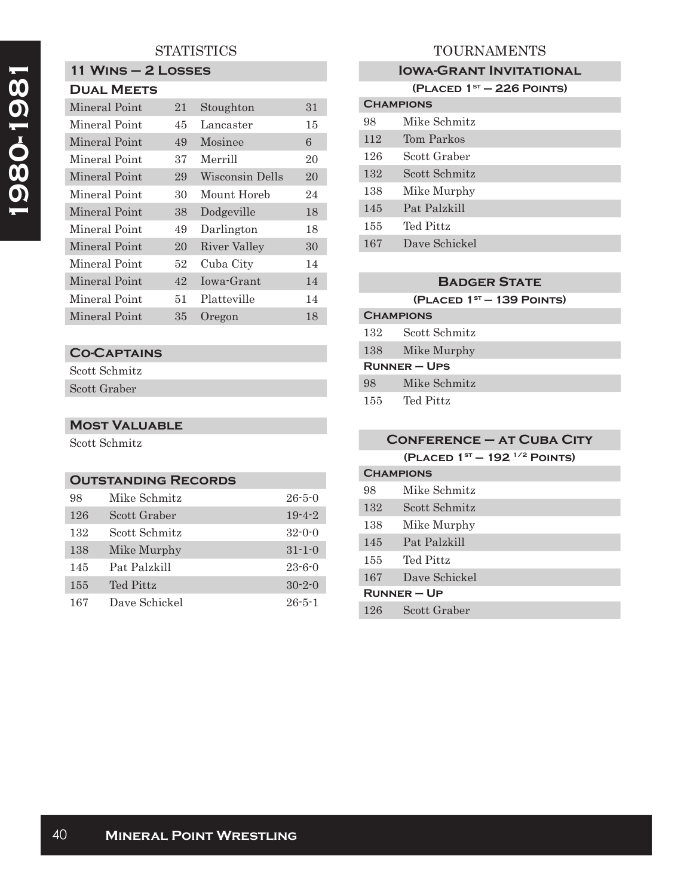# 1980-1981

## STATISTICS

### 11 Wins – 2 Losses

### Dual Meets

| | | | |
|---|---|---|---|
| Mineral Point | 21 | Stoughton | 31 |
| Mineral Point | 45 | Lancaster | 15 |
| Mineral Point | 49 | Mosinee | 6 |
| Mineral Point | 37 | Merrill | 20 |
| Mineral Point | 29 | Wisconsin Dells | 20 |
| Mineral Point | 30 | Mount Horeb | 24 |
| Mineral Point | 38 | Dodgeville | 18 |
| Mineral Point | 49 | Darlington | 18 |
| Mineral Point | 20 | River Valley | 30 |
| Mineral Point | 52 | Cuba City | 14 |
| Mineral Point | 42 | Iowa-Grant | 14 |
| Mineral Point | 51 | Platteville | 14 |
| Mineral Point | 35 | Oregon | 18 |

### Co-Captains

Scott Schmitz
Scott Graber

### Most Valuable

Scott Schmitz

### Outstanding Records

| | | |
|---|---|---|
| 98 | Mike Schmitz | 26-5-0 |
| 126 | Scott Graber | 19-4-2 |
| 132 | Scott Schmitz | 32-0-0 |
| 138 | Mike Murphy | 31-1-0 |
| 145 | Pat Palzkill | 23-6-0 |
| 155 | Ted Pittz | 30-2-0 |
| 167 | Dave Schickel | 26-5-1 |

## TOURNAMENTS

### Iowa-Grant Invitational

(Placed 1st – 226 Points)

**Champions**

| | |
|---|---|
| 98 | Mike Schmitz |
| 112 | Tom Parkos |
| 126 | Scott Graber |
| 132 | Scott Schmitz |
| 138 | Mike Murphy |
| 145 | Pat Palzkill |
| 155 | Ted Pittz |
| 167 | Dave Schickel |

### Badger State

(Placed 1st – 139 Points)

**Champions**

| | |
|---|---|
| 132 | Scott Schmitz |
| 138 | Mike Murphy |

**Runner – Ups**

| | |
|---|---|
| 98 | Mike Schmitz |
| 155 | Ted Pittz |

### Conference – at Cuba City

(Placed 1st – 192 1/2 Points)

**Champions**

| | |
|---|---|
| 98 | Mike Schmitz |
| 132 | Scott Schmitz |
| 138 | Mike Murphy |
| 145 | Pat Palzkill |
| 155 | Ted Pittz |
| 167 | Dave Schickel |

**Runner – Up**

| | |
|---|---|
| 126 | Scott Graber |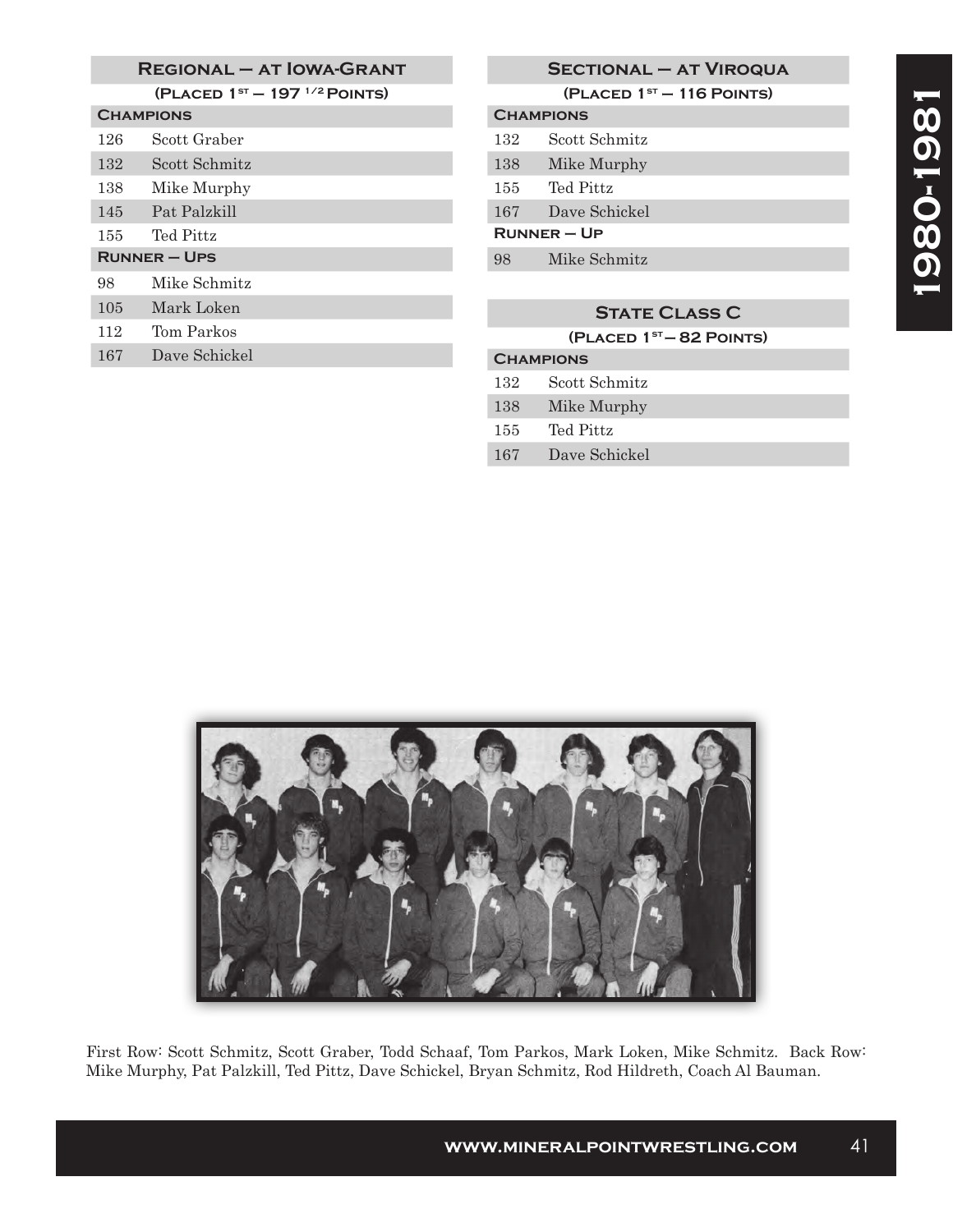## Regional – at Iowa-Grant

(Placed 1st – 197 1/2 Points)

| | |
|---|---|
| **Champions** | |
| 126 | Scott Graber |
| 132 | Scott Schmitz |
| 138 | Mike Murphy |
| 145 | Pat Palzkill |
| 155 | Ted Pittz |
| **Runner – Ups** | |
| 98 | Mike Schmitz |
| 105 | Mark Loken |
| 112 | Tom Parkos |
| 167 | Dave Schickel |

## Sectional – at Viroqua

(Placed 1st – 116 Points)

| | |
|---|---|
| **Champions** | |
| 132 | Scott Schmitz |
| 138 | Mike Murphy |
| 155 | Ted Pittz |
| 167 | Dave Schickel |
| **Runner – Up** | |
| 98 | Mike Schmitz |

## State Class C

(Placed 1st – 82 Points)

| | |
|---|---|
| **Champions** | |
| 132 | Scott Schmitz |
| 138 | Mike Murphy |
| 155 | Ted Pittz |
| 167 | Dave Schickel |

First Row: Scott Schmitz, Scott Graber, Todd Schaaf, Tom Parkos, Mark Loken, Mike Schmitz. Back Row: Mike Murphy, Pat Palzkill, Ted Pittz, Dave Schickel, Bryan Schmitz, Rod Hildreth, Coach Al Bauman.